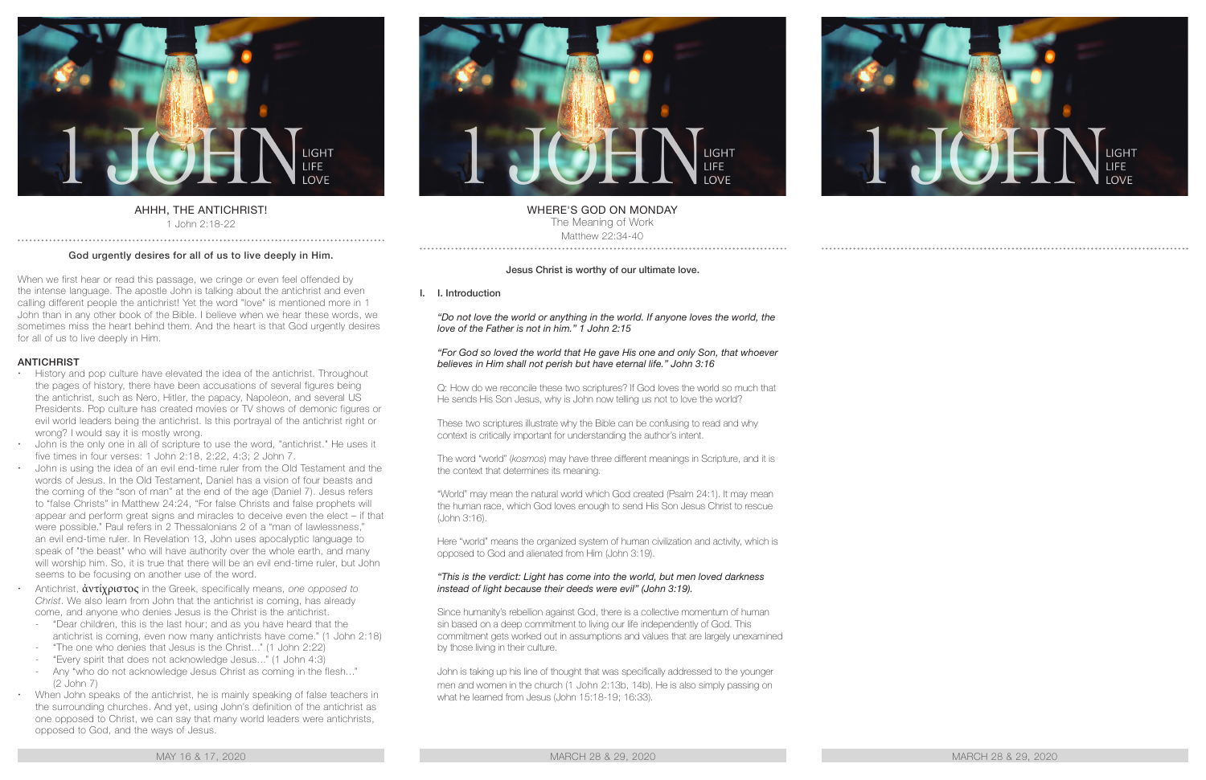# AHHH, THE ANTICHRIST!

1 John 2:18-22

**God urgently desires for all of us to live deeply in Him.**

When we first hear or read this passage, we cringe or even feel offended by the intense language. The apostle John is talking about the antichrist and even calling different people the antichrist! Yet the word "love" is mentioned more in 1 John than in any other book of the Bible. I believe when we hear these words, we sometimes miss the heart behind them. And the heart is that God urgently desires for all of us to live deeply in Him.

## ANTICHRIST

- History and pop culture have elevated the idea of the antichrist. Throughout the pages of history, there have been accusations of several figures being the antichrist, such as Nero, Hitler, the papacy, Napoleon, and several US Presidents. Pop culture has created movies or TV shows of demonic figures or evil world leaders being the antichrist. Is this portrayal of the antichrist right or wrong? I would say it is mostly wrong.
- John is the only one in all of scripture to use the word, "antichrist." He uses it five times in four verses: 1 John 2:18, 2:22, 4:3; 2 John 7.
- John is using the idea of an evil end-time ruler from the Old Testament and the words of Jesus. In the Old Testament, Daniel has a vision of four beasts and the coming of the "son of man" at the end of the age (Daniel 7). Jesus refers to "false Christs" in Matthew 24:24, "For false Christs and false prophets will appear and perform great signs and miracles to deceive even the elect – if that were possible." Paul refers in 2 Thessalonians 2 of a "man of lawlessness," an evil end-time ruler. In Revelation 13, John uses apocalyptic language to speak of "the beast" who will have authority over the whole earth, and many will worship him. So, it is true that there will be an evil end-time ruler, but John seems to be focusing on another use of the word.
- Antichrist, ἀντίχριστος in the Greek, specifically means, *one opposed to Christ*. We also learn from John that the antichrist is coming, has already come, and anyone who denies Jesus is the Christ is the antichrist.
  - "Dear children, this is the last hour; and as you have heard that the antichrist is coming, even now many antichrists have come." (1 John 2:18)
  - "The one who denies that Jesus is the Christ..." (1 John 2:22)
  - "Every spirit that does not acknowledge Jesus..." (1 John 4:3)
  - Any "who do not acknowledge Jesus Christ as coming in the flesh..." (2 John 7)
- When John speaks of the antichrist, he is mainly speaking of false teachers in the surrounding churches. And yet, using John's definition of the antichrist as one opposed to Christ, we can say that many world leaders were antichrists, opposed to God, and the ways of Jesus.

# WHERE'S GOD ON MONDAY

The Meaning of Work

Matthew 22:34-40

**Jesus Christ is worthy of our ultimate love.**

## I. Introduction

*"Do not love the world or anything in the world. If anyone loves the world, the love of the Father is not in him." 1 John 2:15*

*"For God so loved the world that He gave His one and only Son, that whoever believes in Him shall not perish but have eternal life." John 3:16*

Q: How do we reconcile these two scriptures? If God loves the world so much that He sends His Son Jesus, why is John now telling us not to love the world?

These two scriptures illustrate why the Bible can be confusing to read and why context is critically important for understanding the author's intent.

The word "world" (*kosmos*) may have three different meanings in Scripture, and it is the context that determines its meaning.

"World" may mean the natural world which God created (Psalm 24:1). It may mean the human race, which God loves enough to send His Son Jesus Christ to rescue (John 3:16).

Here "world" means the organized system of human civilization and activity, which is opposed to God and alienated from Him (John 3:19).

*"This is the verdict: Light has come into the world, but men loved darkness instead of light because their deeds were evil" (John 3:19).*

Since humanity's rebellion against God, there is a collective momentum of human sin based on a deep commitment to living our life independently of God. This commitment gets worked out in assumptions and values that are largely unexamined by those living in their culture.

John is taking up his line of thought that was specifically addressed to the younger men and women in the church (1 John 2:13b, 14b). He is also simply passing on what he learned from Jesus (John 15:18-19; 16:33).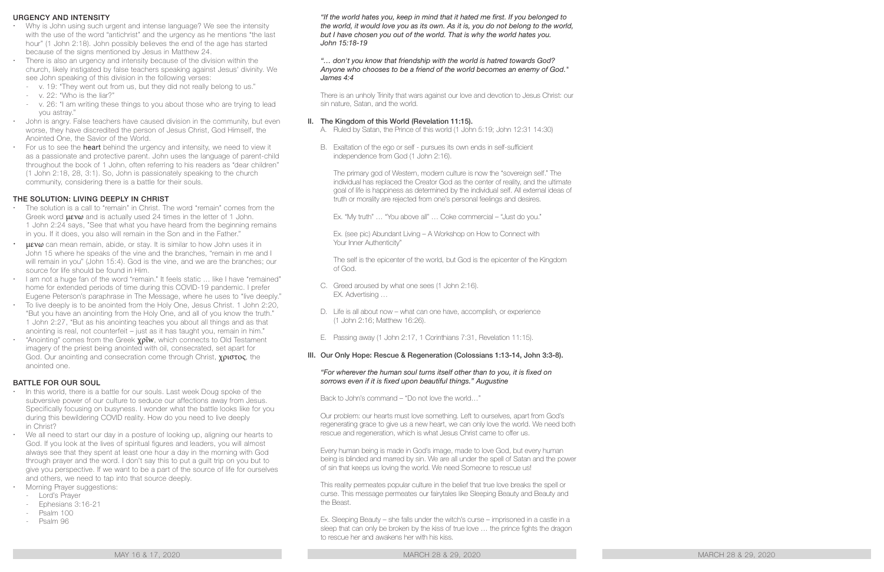## URGENCY AND INTENSITY

- Why is John using such urgent and intense language? We see the intensity with the use of the word "antichrist" and the urgency as he mentions "the last hour" (1 John 2:18). John possibly believes the end of the age has started because of the signs mentioned by Jesus in Matthew 24.
- There is also an urgency and intensity because of the division within the church, likely instigated by false teachers speaking against Jesus' divinity. We see John speaking of this division in the following verses:
  - v. 19: "They went out from us, but they did not really belong to us."
  - v. 22: "Who is the liar?"
  - v. 26: "I am writing these things to you about those who are trying to lead you astray."
- John is angry. False teachers have caused division in the community, but even worse, they have discredited the person of Jesus Christ, God Himself, the Anointed One, the Savior of the World.
- For us to see the **heart** behind the urgency and intensity, we need to view it as a passionate and protective parent. John uses the language of parent-child throughout the book of 1 John, often referring to his readers as "dear children" (1 John 2:18, 28, 3:1). So, John is passionately speaking to the church community, considering there is a battle for their souls.

## THE SOLUTION: LIVING DEEPLY IN CHRIST

- The solution is a call to "remain" in Christ. The word "remain" comes from the Greek word **μενω** and is actually used 24 times in the letter of 1 John. 1 John 2:24 says, "See that what you have heard from the beginning remains in you. If it does, you also will remain in the Son and in the Father."
- **μενω** can mean remain, abide, or stay. It is similar to how John uses it in John 15 where he speaks of the vine and the branches, "remain in me and I will remain in you" (John 15:4). God is the vine, and we are the branches; our source for life should be found in Him.
- I am not a huge fan of the word "remain." It feels static ... like I have "remained" home for extended periods of time during this COVID-19 pandemic. I prefer Eugene Peterson's paraphrase in The Message, where he uses to "live deeply."
- To live deeply is to be anointed from the Holy One, Jesus Christ. 1 John 2:20, "But you have an anointing from the Holy One, and all of you know the truth." 1 John 2:27, "But as his anointing teaches you about all things and as that anointing is real, not counterfeit – just as it has taught you, remain in him."
- "Anointing" comes from the Greek **χρῖω**, which connects to Old Testament imagery of the priest being anointed with oil, consecrated, set apart for God. Our anointing and consecration come through Christ, **χριστος**, the anointed one.

## BATTLE FOR OUR SOUL

- In this world, there is a battle for our souls. Last week Doug spoke of the subversive power of our culture to seduce our affections away from Jesus. Specifically focusing on busyness. I wonder what the battle looks like for you during this bewildering COVID reality. How do you need to live deeply in Christ?
- We all need to start our day in a posture of looking up, aligning our hearts to God. If you look at the lives of spiritual figures and leaders, you will almost always see that they spent at least one hour a day in the morning with God through prayer and the word. I don't say this to put a guilt trip on you but to give you perspective. If we want to be a part of the source of life for ourselves and others, we need to tap into that source deeply.
- Morning Prayer suggestions:
  - Lord's Prayer
  - Ephesians 3:16-21
  - Psalm 100
  - Psalm 96

*"If the world hates you, keep in mind that it hated me first. If you belonged to the world, it would love you as its own. As it is, you do not belong to the world, but I have chosen you out of the world. That is why the world hates you. John 15:18-19*

*"… don't you know that friendship with the world is hatred towards God? Anyone who chooses to be a friend of the world becomes an enemy of God." James 4:4*

There is an unholy Trinity that wars against our love and devotion to Jesus Christ: our sin nature, Satan, and the world.

## II. The Kingdom of this World (Revelation 11:15).

A. Ruled by Satan, the Prince of this world (1 John 5:19; John 12:31 14:30)

B. Exaltation of the ego or self - pursues its own ends in self-sufficient independence from God (1 John 2:16).

The primary god of Western, modern culture is now the "sovereign self." The individual has replaced the Creator God as the center of reality, and the ultimate goal of life is happiness as determined by the individual self. All external ideas of truth or morality are rejected from one's personal feelings and desires.

Ex. "My truth" … "You above all" … Coke commercial – "Just do you."

Ex. (see pic) Abundant Living – A Workshop on How to Connect with Your Inner Authenticity"

The self is the epicenter of the world, but God is the epicenter of the Kingdom of God.

C. Greed aroused by what one sees (1 John 2:16).
EX. Advertising …

D. Life is all about now – what can one have, accomplish, or experience (1 John 2:16; Matthew 16:26).

E. Passing away (1 John 2:17, 1 Corinthians 7:31, Revelation 11:15).

## III. Our Only Hope: Rescue & Regeneration (Colossians 1:13-14, John 3:3-8).

*"For wherever the human soul turns itself other than to you, it is fixed on sorrows even if it is fixed upon beautiful things." Augustine*

Back to John's command – "Do not love the world…"

Our problem: our hearts must love something. Left to ourselves, apart from God's regenerating grace to give us a new heart, we can only love the world. We need both rescue and regeneration, which is what Jesus Christ came to offer us.

Every human being is made in God's image, made to love God, but every human being is blinded and marred by sin. We are all under the spell of Satan and the power of sin that keeps us loving the world. We need Someone to rescue us!

This reality permeates popular culture in the belief that true love breaks the spell or curse. This message permeates our fairytales like Sleeping Beauty and Beauty and the Beast.

Ex. Sleeping Beauty – she falls under the witch's curse – imprisoned in a castle in a sleep that can only be broken by the kiss of true love … the prince fights the dragon to rescue her and awakens her with his kiss.